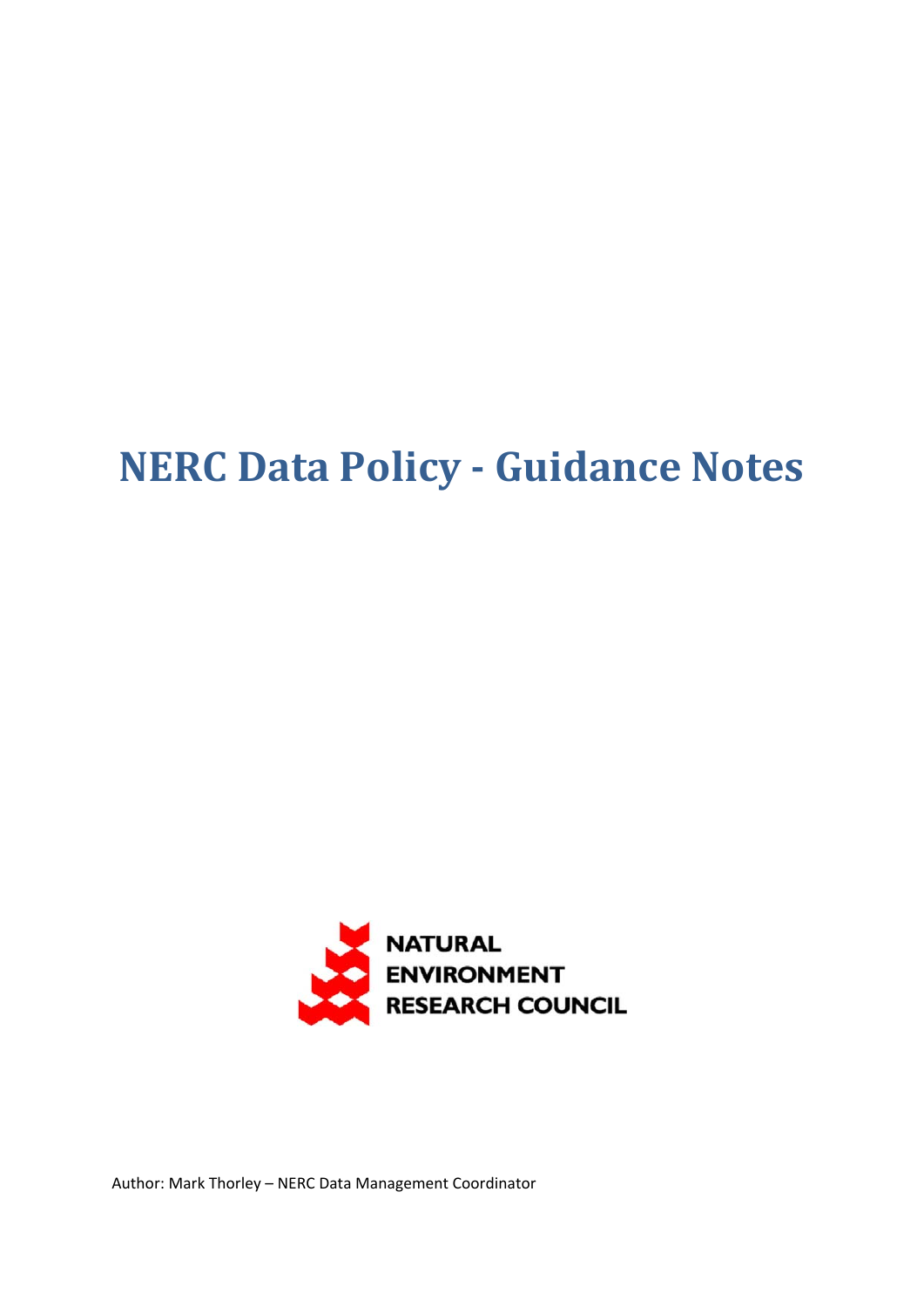# NERC Data Policy - Guidance Notes

NATURAL ENVIRONMENT RESEARCH COUNCIL

Author: Mark Thorley – NERC Data Management Coordinator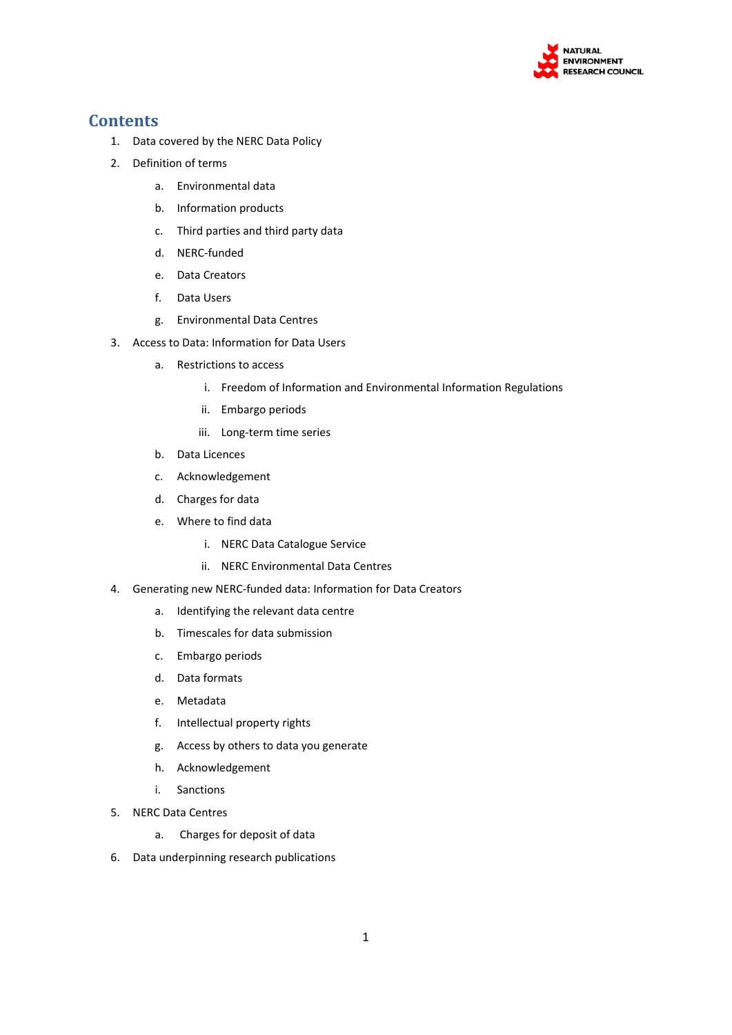## Contents

1. Data covered by the NERC Data Policy
2. Definition of terms
    a. Environmental data
    b. Information products
    c. Third parties and third party data
    d. NERC-funded
    e. Data Creators
    f. Data Users
    g. Environmental Data Centres
3. Access to Data: Information for Data Users
    a. Restrictions to access
        i. Freedom of Information and Environmental Information Regulations
        ii. Embargo periods
        iii. Long-term time series
    b. Data Licences
    c. Acknowledgement
    d. Charges for data
    e. Where to find data
        i. NERC Data Catalogue Service
        ii. NERC Environmental Data Centres
4. Generating new NERC-funded data: Information for Data Creators
    a. Identifying the relevant data centre
    b. Timescales for data submission
    c. Embargo periods
    d. Data formats
    e. Metadata
    f. Intellectual property rights
    g. Access by others to data you generate
    h. Acknowledgement
    i. Sanctions
5. NERC Data Centres
    a. Charges for deposit of data
6. Data underpinning research publications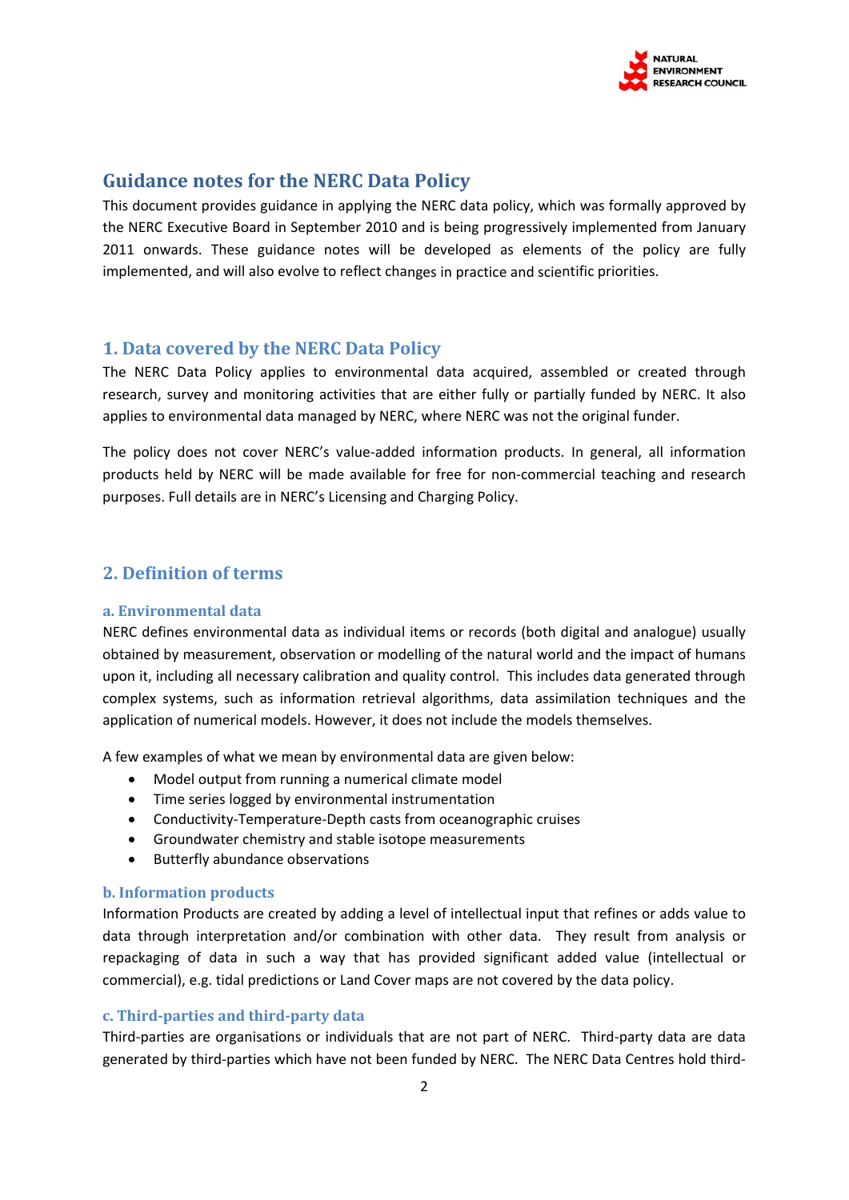## Guidance notes for the NERC Data Policy

This document provides guidance in applying the NERC data policy, which was formally approved by the NERC Executive Board in September 2010 and is being progressively implemented from January 2011 onwards. These guidance notes will be developed as elements of the policy are fully implemented, and will also evolve to reflect changes in practice and scientific priorities.

## 1. Data covered by the NERC Data Policy

The NERC Data Policy applies to environmental data acquired, assembled or created through research, survey and monitoring activities that are either fully or partially funded by NERC. It also applies to environmental data managed by NERC, where NERC was not the original funder.

The policy does not cover NERC's value-added information products. In general, all information products held by NERC will be made available for free for non-commercial teaching and research purposes. Full details are in NERC's Licensing and Charging Policy.

## 2. Definition of terms

### a. Environmental data

NERC defines environmental data as individual items or records (both digital and analogue) usually obtained by measurement, observation or modelling of the natural world and the impact of humans upon it, including all necessary calibration and quality control. This includes data generated through complex systems, such as information retrieval algorithms, data assimilation techniques and the application of numerical models. However, it does not include the models themselves.

A few examples of what we mean by environmental data are given below:

- Model output from running a numerical climate model
- Time series logged by environmental instrumentation
- Conductivity-Temperature-Depth casts from oceanographic cruises
- Groundwater chemistry and stable isotope measurements
- Butterfly abundance observations

### b. Information products

Information Products are created by adding a level of intellectual input that refines or adds value to data through interpretation and/or combination with other data. They result from analysis or repackaging of data in such a way that has provided significant added value (intellectual or commercial), e.g. tidal predictions or Land Cover maps are not covered by the data policy.

### c. Third-parties and third-party data

Third-parties are organisations or individuals that are not part of NERC. Third-party data are data generated by third-parties which have not been funded by NERC. The NERC Data Centres hold third-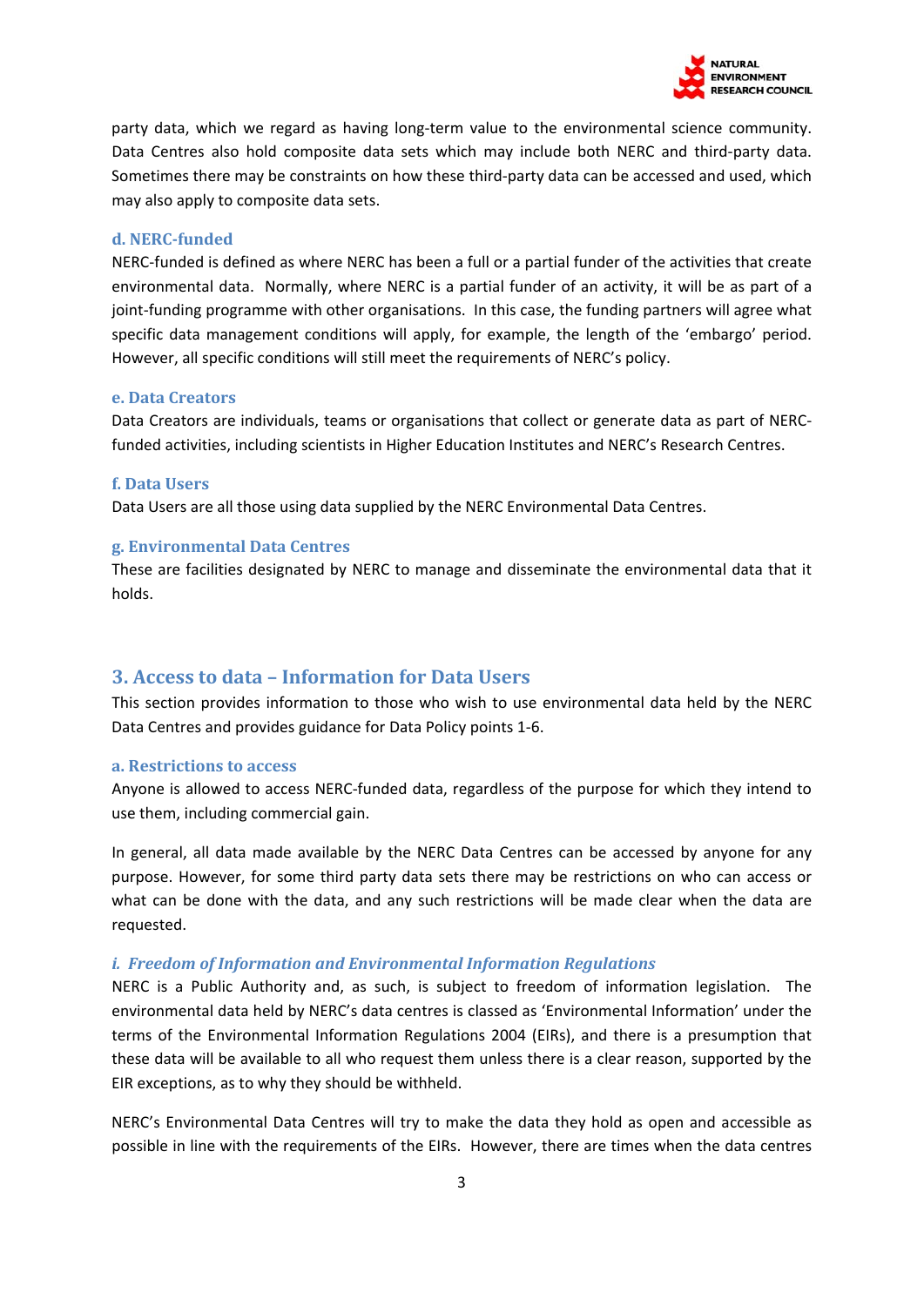party data, which we regard as having long-term value to the environmental science community. Data Centres also hold composite data sets which may include both NERC and third-party data. Sometimes there may be constraints on how these third-party data can be accessed and used, which may also apply to composite data sets.

### d. NERC-funded

NERC-funded is defined as where NERC has been a full or a partial funder of the activities that create environmental data. Normally, where NERC is a partial funder of an activity, it will be as part of a joint-funding programme with other organisations. In this case, the funding partners will agree what specific data management conditions will apply, for example, the length of the 'embargo' period. However, all specific conditions will still meet the requirements of NERC's policy.

### e. Data Creators

Data Creators are individuals, teams or organisations that collect or generate data as part of NERC-funded activities, including scientists in Higher Education Institutes and NERC's Research Centres.

### f. Data Users

Data Users are all those using data supplied by the NERC Environmental Data Centres.

### g. Environmental Data Centres

These are facilities designated by NERC to manage and disseminate the environmental data that it holds.

## 3. Access to data – Information for Data Users

This section provides information to those who wish to use environmental data held by the NERC Data Centres and provides guidance for Data Policy points 1-6.

### a. Restrictions to access

Anyone is allowed to access NERC-funded data, regardless of the purpose for which they intend to use them, including commercial gain.

In general, all data made available by the NERC Data Centres can be accessed by anyone for any purpose. However, for some third party data sets there may be restrictions on who can access or what can be done with the data, and any such restrictions will be made clear when the data are requested.

#### *i. Freedom of Information and Environmental Information Regulations*

NERC is a Public Authority and, as such, is subject to freedom of information legislation. The environmental data held by NERC's data centres is classed as 'Environmental Information' under the terms of the Environmental Information Regulations 2004 (EIRs), and there is a presumption that these data will be available to all who request them unless there is a clear reason, supported by the EIR exceptions, as to why they should be withheld.

NERC's Environmental Data Centres will try to make the data they hold as open and accessible as possible in line with the requirements of the EIRs. However, there are times when the data centres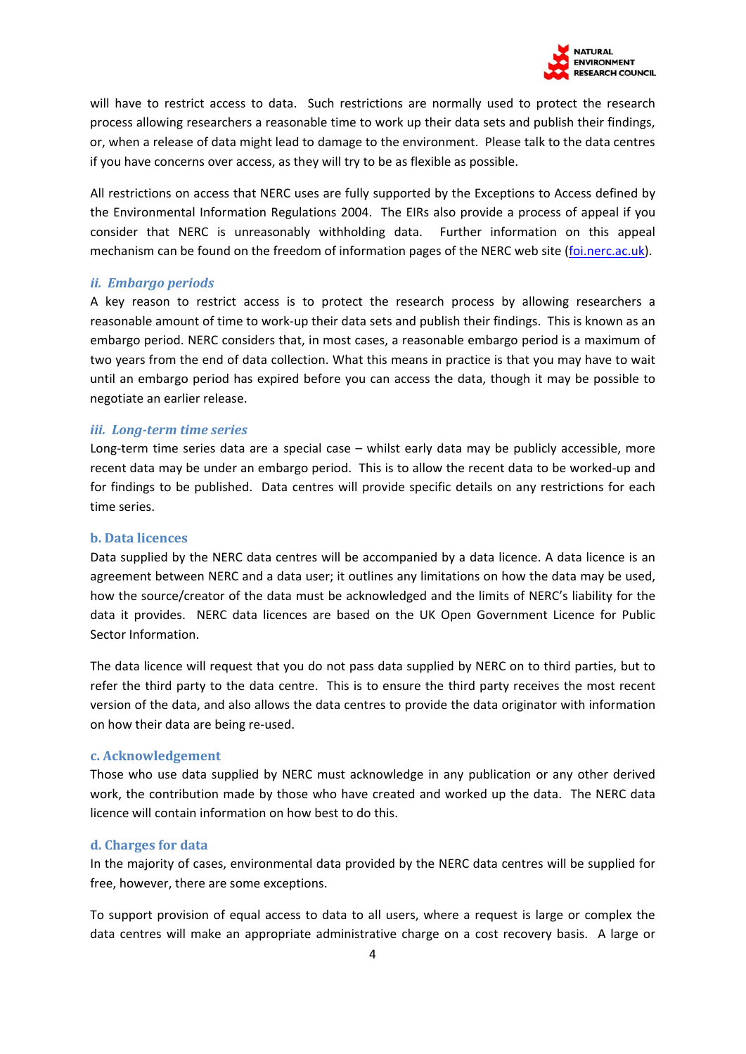will have to restrict access to data. Such restrictions are normally used to protect the research process allowing researchers a reasonable time to work up their data sets and publish their findings, or, when a release of data might lead to damage to the environment. Please talk to the data centres if you have concerns over access, as they will try to be as flexible as possible.

All restrictions on access that NERC uses are fully supported by the Exceptions to Access defined by the Environmental Information Regulations 2004. The EIRs also provide a process of appeal if you consider that NERC is unreasonably withholding data. Further information on this appeal mechanism can be found on the freedom of information pages of the NERC web site (foi.nerc.ac.uk).

#### *ii. Embargo periods*

A key reason to restrict access is to protect the research process by allowing researchers a reasonable amount of time to work-up their data sets and publish their findings. This is known as an embargo period. NERC considers that, in most cases, a reasonable embargo period is a maximum of two years from the end of data collection. What this means in practice is that you may have to wait until an embargo period has expired before you can access the data, though it may be possible to negotiate an earlier release.

#### *iii. Long-term time series*

Long-term time series data are a special case – whilst early data may be publicly accessible, more recent data may be under an embargo period. This is to allow the recent data to be worked-up and for findings to be published. Data centres will provide specific details on any restrictions for each time series.

### b. Data licences

Data supplied by the NERC data centres will be accompanied by a data licence. A data licence is an agreement between NERC and a data user; it outlines any limitations on how the data may be used, how the source/creator of the data must be acknowledged and the limits of NERC's liability for the data it provides. NERC data licences are based on the UK Open Government Licence for Public Sector Information.

The data licence will request that you do not pass data supplied by NERC on to third parties, but to refer the third party to the data centre. This is to ensure the third party receives the most recent version of the data, and also allows the data centres to provide the data originator with information on how their data are being re-used.

### c. Acknowledgement

Those who use data supplied by NERC must acknowledge in any publication or any other derived work, the contribution made by those who have created and worked up the data. The NERC data licence will contain information on how best to do this.

### d. Charges for data

In the majority of cases, environmental data provided by the NERC data centres will be supplied for free, however, there are some exceptions.

To support provision of equal access to data to all users, where a request is large or complex the data centres will make an appropriate administrative charge on a cost recovery basis. A large or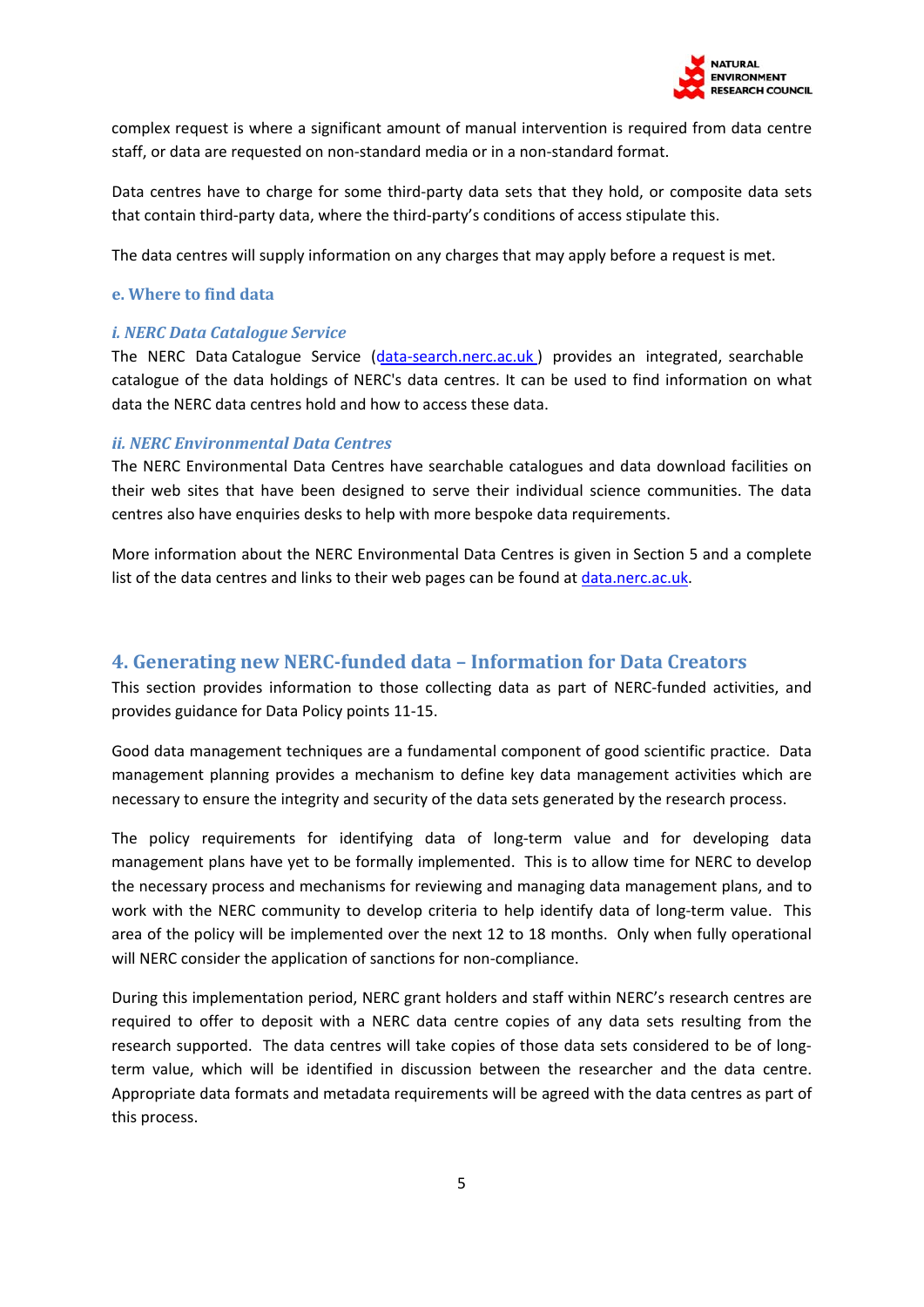complex request is where a significant amount of manual intervention is required from data centre staff, or data are requested on non-standard media or in a non-standard format.

Data centres have to charge for some third-party data sets that they hold, or composite data sets that contain third-party data, where the third-party's conditions of access stipulate this.

The data centres will supply information on any charges that may apply before a request is met.

### e. Where to find data

#### *i. NERC Data Catalogue Service*

The NERC Data Catalogue Service (data-search.nerc.ac.uk) provides an integrated, searchable catalogue of the data holdings of NERC's data centres. It can be used to find information on what data the NERC data centres hold and how to access these data.

#### *ii. NERC Environmental Data Centres*

The NERC Environmental Data Centres have searchable catalogues and data download facilities on their web sites that have been designed to serve their individual science communities. The data centres also have enquiries desks to help with more bespoke data requirements.

More information about the NERC Environmental Data Centres is given in Section 5 and a complete list of the data centres and links to their web pages can be found at data.nerc.ac.uk.

## 4. Generating new NERC-funded data – Information for Data Creators

This section provides information to those collecting data as part of NERC-funded activities, and provides guidance for Data Policy points 11-15.

Good data management techniques are a fundamental component of good scientific practice. Data management planning provides a mechanism to define key data management activities which are necessary to ensure the integrity and security of the data sets generated by the research process.

The policy requirements for identifying data of long-term value and for developing data management plans have yet to be formally implemented. This is to allow time for NERC to develop the necessary process and mechanisms for reviewing and managing data management plans, and to work with the NERC community to develop criteria to help identify data of long-term value. This area of the policy will be implemented over the next 12 to 18 months. Only when fully operational will NERC consider the application of sanctions for non-compliance.

During this implementation period, NERC grant holders and staff within NERC's research centres are required to offer to deposit with a NERC data centre copies of any data sets resulting from the research supported. The data centres will take copies of those data sets considered to be of long-term value, which will be identified in discussion between the researcher and the data centre. Appropriate data formats and metadata requirements will be agreed with the data centres as part of this process.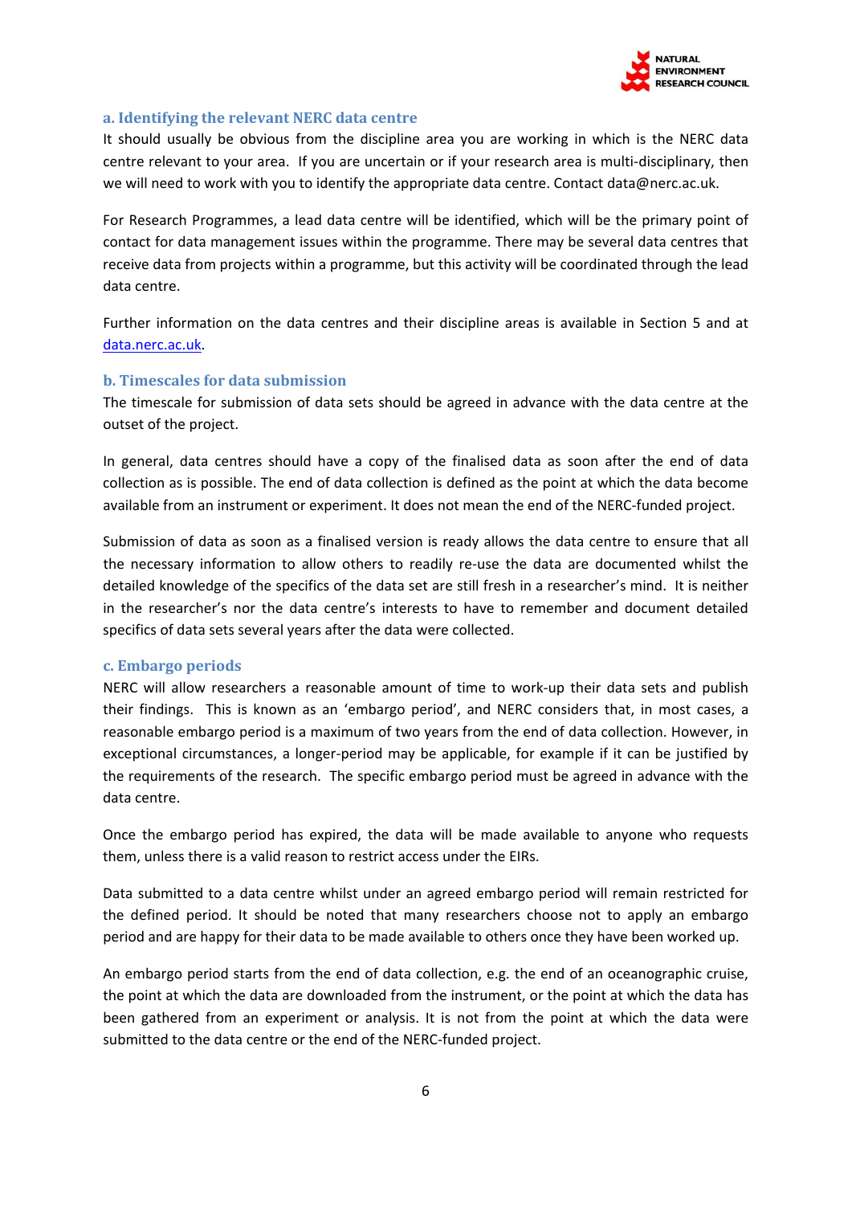### a. Identifying the relevant NERC data centre

It should usually be obvious from the discipline area you are working in which is the NERC data centre relevant to your area. If you are uncertain or if your research area is multi-disciplinary, then we will need to work with you to identify the appropriate data centre. Contact data@nerc.ac.uk.

For Research Programmes, a lead data centre will be identified, which will be the primary point of contact for data management issues within the programme. There may be several data centres that receive data from projects within a programme, but this activity will be coordinated through the lead data centre.

Further information on the data centres and their discipline areas is available in Section 5 and at [data.nerc.ac.uk](data.nerc.ac.uk).

### b. Timescales for data submission

The timescale for submission of data sets should be agreed in advance with the data centre at the outset of the project.

In general, data centres should have a copy of the finalised data as soon after the end of data collection as is possible. The end of data collection is defined as the point at which the data become available from an instrument or experiment. It does not mean the end of the NERC-funded project.

Submission of data as soon as a finalised version is ready allows the data centre to ensure that all the necessary information to allow others to readily re-use the data are documented whilst the detailed knowledge of the specifics of the data set are still fresh in a researcher's mind. It is neither in the researcher's nor the data centre's interests to have to remember and document detailed specifics of data sets several years after the data were collected.

### c. Embargo periods

NERC will allow researchers a reasonable amount of time to work-up their data sets and publish their findings. This is known as an 'embargo period', and NERC considers that, in most cases, a reasonable embargo period is a maximum of two years from the end of data collection. However, in exceptional circumstances, a longer-period may be applicable, for example if it can be justified by the requirements of the research. The specific embargo period must be agreed in advance with the data centre.

Once the embargo period has expired, the data will be made available to anyone who requests them, unless there is a valid reason to restrict access under the EIRs.

Data submitted to a data centre whilst under an agreed embargo period will remain restricted for the defined period. It should be noted that many researchers choose not to apply an embargo period and are happy for their data to be made available to others once they have been worked up.

An embargo period starts from the end of data collection, e.g. the end of an oceanographic cruise, the point at which the data are downloaded from the instrument, or the point at which the data has been gathered from an experiment or analysis. It is not from the point at which the data were submitted to the data centre or the end of the NERC-funded project.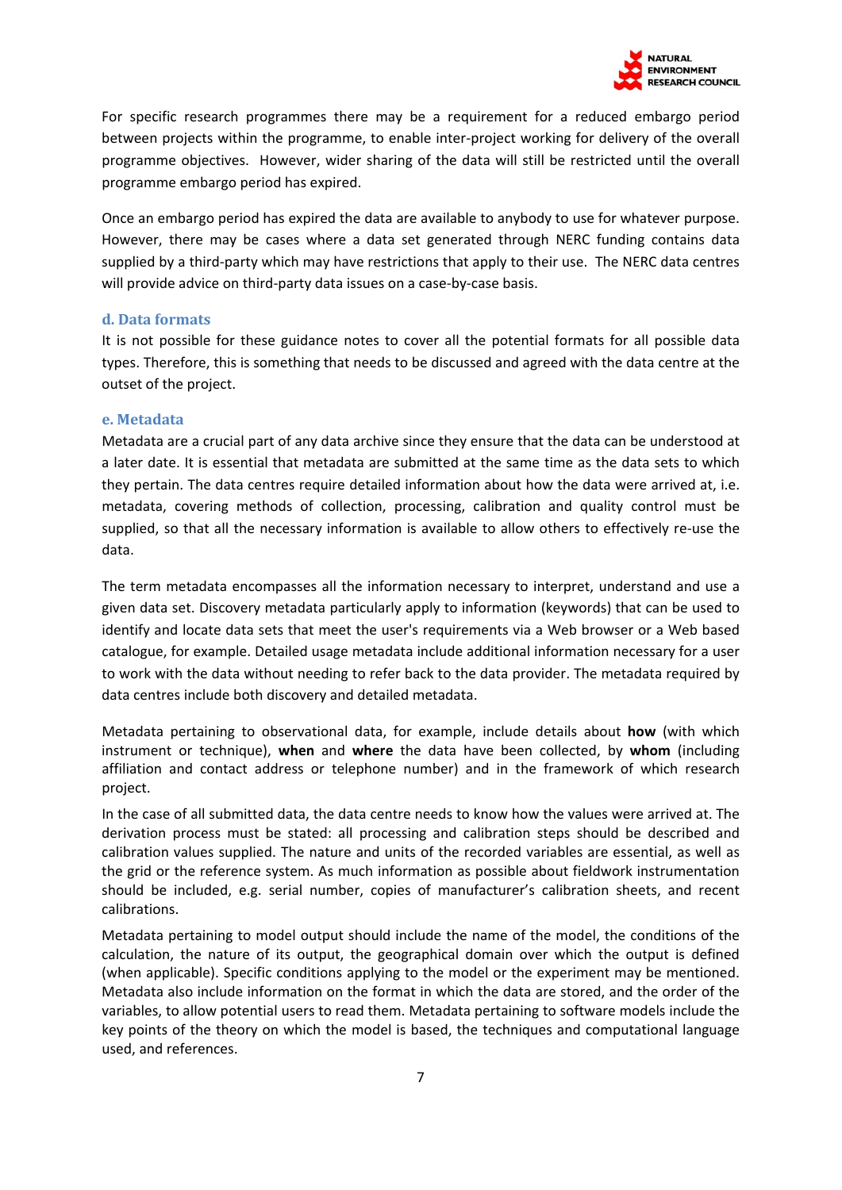For specific research programmes there may be a requirement for a reduced embargo period between projects within the programme, to enable inter-project working for delivery of the overall programme objectives. However, wider sharing of the data will still be restricted until the overall programme embargo period has expired.

Once an embargo period has expired the data are available to anybody to use for whatever purpose. However, there may be cases where a data set generated through NERC funding contains data supplied by a third-party which may have restrictions that apply to their use. The NERC data centres will provide advice on third-party data issues on a case-by-case basis.

### d. Data formats

It is not possible for these guidance notes to cover all the potential formats for all possible data types. Therefore, this is something that needs to be discussed and agreed with the data centre at the outset of the project.

### e. Metadata

Metadata are a crucial part of any data archive since they ensure that the data can be understood at a later date. It is essential that metadata are submitted at the same time as the data sets to which they pertain. The data centres require detailed information about how the data were arrived at, i.e. metadata, covering methods of collection, processing, calibration and quality control must be supplied, so that all the necessary information is available to allow others to effectively re-use the data.

The term metadata encompasses all the information necessary to interpret, understand and use a given data set. Discovery metadata particularly apply to information (keywords) that can be used to identify and locate data sets that meet the user's requirements via a Web browser or a Web based catalogue, for example. Detailed usage metadata include additional information necessary for a user to work with the data without needing to refer back to the data provider. The metadata required by data centres include both discovery and detailed metadata.

Metadata pertaining to observational data, for example, include details about **how** (with which instrument or technique), **when** and **where** the data have been collected, by **whom** (including affiliation and contact address or telephone number) and in the framework of which research project.

In the case of all submitted data, the data centre needs to know how the values were arrived at. The derivation process must be stated: all processing and calibration steps should be described and calibration values supplied. The nature and units of the recorded variables are essential, as well as the grid or the reference system. As much information as possible about fieldwork instrumentation should be included, e.g. serial number, copies of manufacturer's calibration sheets, and recent calibrations.

Metadata pertaining to model output should include the name of the model, the conditions of the calculation, the nature of its output, the geographical domain over which the output is defined (when applicable). Specific conditions applying to the model or the experiment may be mentioned. Metadata also include information on the format in which the data are stored, and the order of the variables, to allow potential users to read them. Metadata pertaining to software models include the key points of the theory on which the model is based, the techniques and computational language used, and references.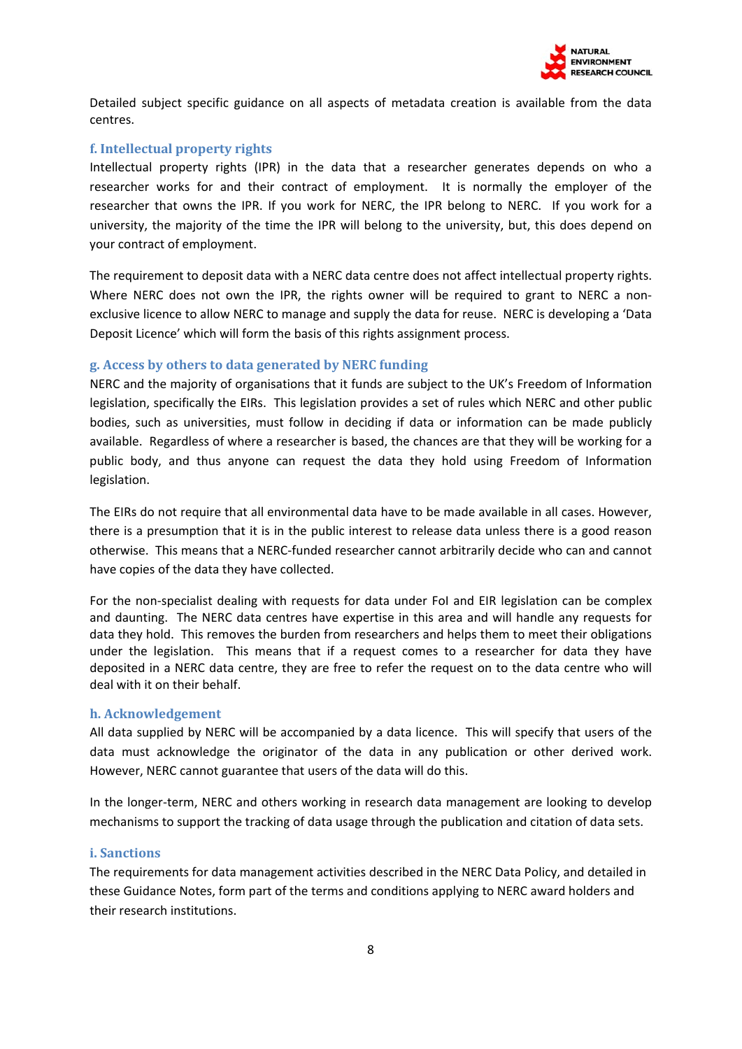Detailed subject specific guidance on all aspects of metadata creation is available from the data centres.

### f. Intellectual property rights

Intellectual property rights (IPR) in the data that a researcher generates depends on who a researcher works for and their contract of employment. It is normally the employer of the researcher that owns the IPR. If you work for NERC, the IPR belong to NERC. If you work for a university, the majority of the time the IPR will belong to the university, but, this does depend on your contract of employment.

The requirement to deposit data with a NERC data centre does not affect intellectual property rights. Where NERC does not own the IPR, the rights owner will be required to grant to NERC a non-exclusive licence to allow NERC to manage and supply the data for reuse. NERC is developing a 'Data Deposit Licence' which will form the basis of this rights assignment process.

### g. Access by others to data generated by NERC funding

NERC and the majority of organisations that it funds are subject to the UK's Freedom of Information legislation, specifically the EIRs. This legislation provides a set of rules which NERC and other public bodies, such as universities, must follow in deciding if data or information can be made publicly available. Regardless of where a researcher is based, the chances are that they will be working for a public body, and thus anyone can request the data they hold using Freedom of Information legislation.

The EIRs do not require that all environmental data have to be made available in all cases. However, there is a presumption that it is in the public interest to release data unless there is a good reason otherwise. This means that a NERC-funded researcher cannot arbitrarily decide who can and cannot have copies of the data they have collected.

For the non-specialist dealing with requests for data under FoI and EIR legislation can be complex and daunting. The NERC data centres have expertise in this area and will handle any requests for data they hold. This removes the burden from researchers and helps them to meet their obligations under the legislation. This means that if a request comes to a researcher for data they have deposited in a NERC data centre, they are free to refer the request on to the data centre who will deal with it on their behalf.

### h. Acknowledgement

All data supplied by NERC will be accompanied by a data licence. This will specify that users of the data must acknowledge the originator of the data in any publication or other derived work. However, NERC cannot guarantee that users of the data will do this.

In the longer-term, NERC and others working in research data management are looking to develop mechanisms to support the tracking of data usage through the publication and citation of data sets.

### i. Sanctions

The requirements for data management activities described in the NERC Data Policy, and detailed in these Guidance Notes, form part of the terms and conditions applying to NERC award holders and their research institutions.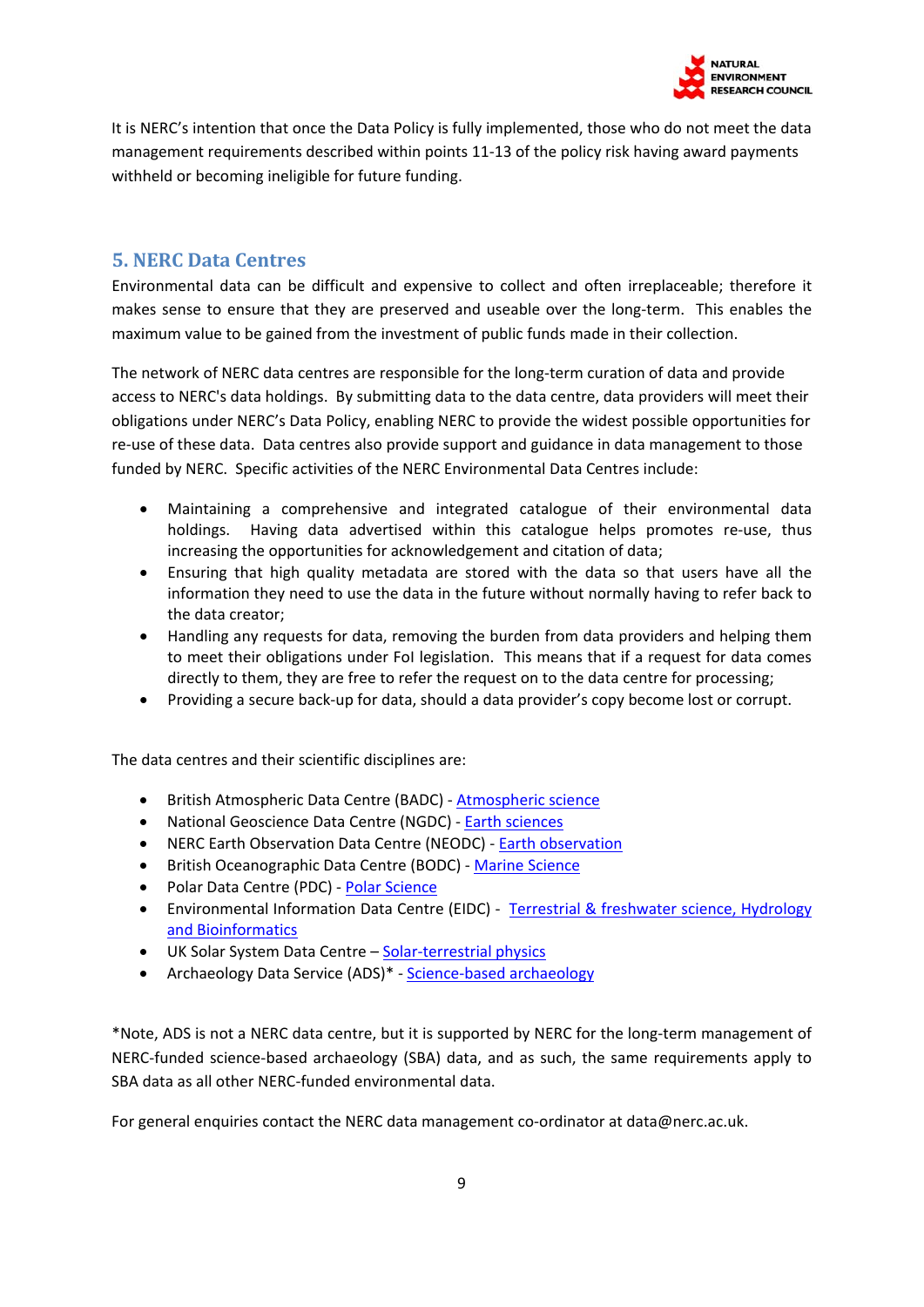It is NERC's intention that once the Data Policy is fully implemented, those who do not meet the data management requirements described within points 11-13 of the policy risk having award payments withheld or becoming ineligible for future funding.

## 5. NERC Data Centres

Environmental data can be difficult and expensive to collect and often irreplaceable; therefore it makes sense to ensure that they are preserved and useable over the long-term. This enables the maximum value to be gained from the investment of public funds made in their collection.

The network of NERC data centres are responsible for the long-term curation of data and provide access to NERC's data holdings. By submitting data to the data centre, data providers will meet their obligations under NERC's Data Policy, enabling NERC to provide the widest possible opportunities for re-use of these data. Data centres also provide support and guidance in data management to those funded by NERC. Specific activities of the NERC Environmental Data Centres include:

- Maintaining a comprehensive and integrated catalogue of their environmental data holdings. Having data advertised within this catalogue helps promotes re-use, thus increasing the opportunities for acknowledgement and citation of data;
- Ensuring that high quality metadata are stored with the data so that users have all the information they need to use the data in the future without normally having to refer back to the data creator;
- Handling any requests for data, removing the burden from data providers and helping them to meet their obligations under FoI legislation. This means that if a request for data comes directly to them, they are free to refer the request on to the data centre for processing;
- Providing a secure back-up for data, should a data provider's copy become lost or corrupt.

The data centres and their scientific disciplines are:

- British Atmospheric Data Centre (BADC) - Atmospheric science
- National Geoscience Data Centre (NGDC) - Earth sciences
- NERC Earth Observation Data Centre (NEODC) - Earth observation
- British Oceanographic Data Centre (BODC) - Marine Science
- Polar Data Centre (PDC) - Polar Science
- Environmental Information Data Centre (EIDC) - Terrestrial & freshwater science, Hydrology and Bioinformatics
- UK Solar System Data Centre – Solar-terrestrial physics
- Archaeology Data Service (ADS)* - Science-based archaeology

*Note, ADS is not a NERC data centre, but it is supported by NERC for the long-term management of NERC-funded science-based archaeology (SBA) data, and as such, the same requirements apply to SBA data as all other NERC-funded environmental data.

For general enquiries contact the NERC data management co-ordinator at data@nerc.ac.uk.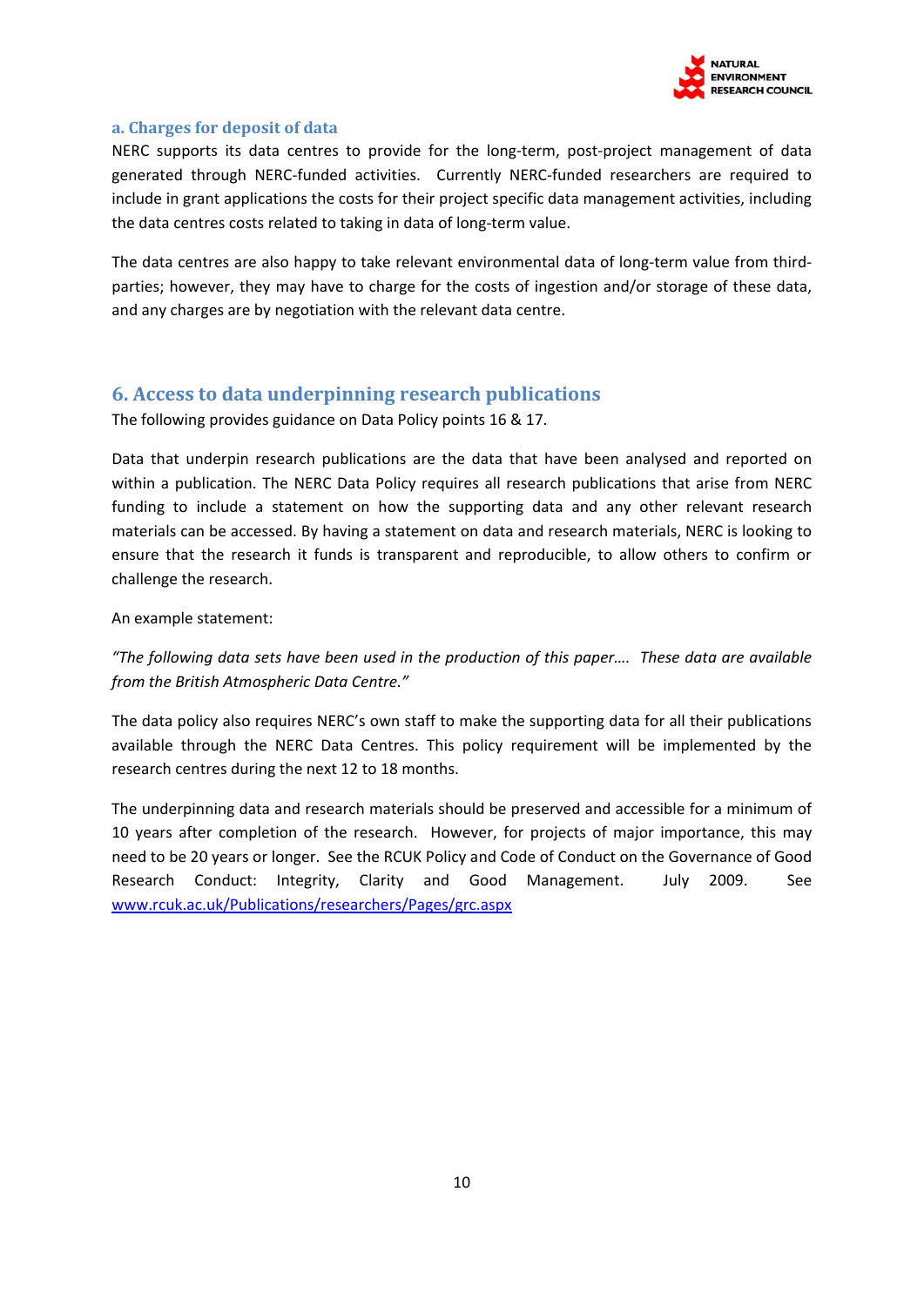### a. Charges for deposit of data

NERC supports its data centres to provide for the long-term, post-project management of data generated through NERC-funded activities. Currently NERC-funded researchers are required to include in grant applications the costs for their project specific data management activities, including the data centres costs related to taking in data of long-term value.

The data centres are also happy to take relevant environmental data of long-term value from third-parties; however, they may have to charge for the costs of ingestion and/or storage of these data, and any charges are by negotiation with the relevant data centre.

## 6. Access to data underpinning research publications

The following provides guidance on Data Policy points 16 & 17.

Data that underpin research publications are the data that have been analysed and reported on within a publication. The NERC Data Policy requires all research publications that arise from NERC funding to include a statement on how the supporting data and any other relevant research materials can be accessed. By having a statement on data and research materials, NERC is looking to ensure that the research it funds is transparent and reproducible, to allow others to confirm or challenge the research.

An example statement:

*"The following data sets have been used in the production of this paper…. These data are available from the British Atmospheric Data Centre."*

The data policy also requires NERC's own staff to make the supporting data for all their publications available through the NERC Data Centres. This policy requirement will be implemented by the research centres during the next 12 to 18 months.

The underpinning data and research materials should be preserved and accessible for a minimum of 10 years after completion of the research. However, for projects of major importance, this may need to be 20 years or longer. See the RCUK Policy and Code of Conduct on the Governance of Good Research Conduct: Integrity, Clarity and Good Management. July 2009. See [www.rcuk.ac.uk/Publications/researchers/Pages/grc.aspx](www.rcuk.ac.uk/Publications/researchers/Pages/grc.aspx)